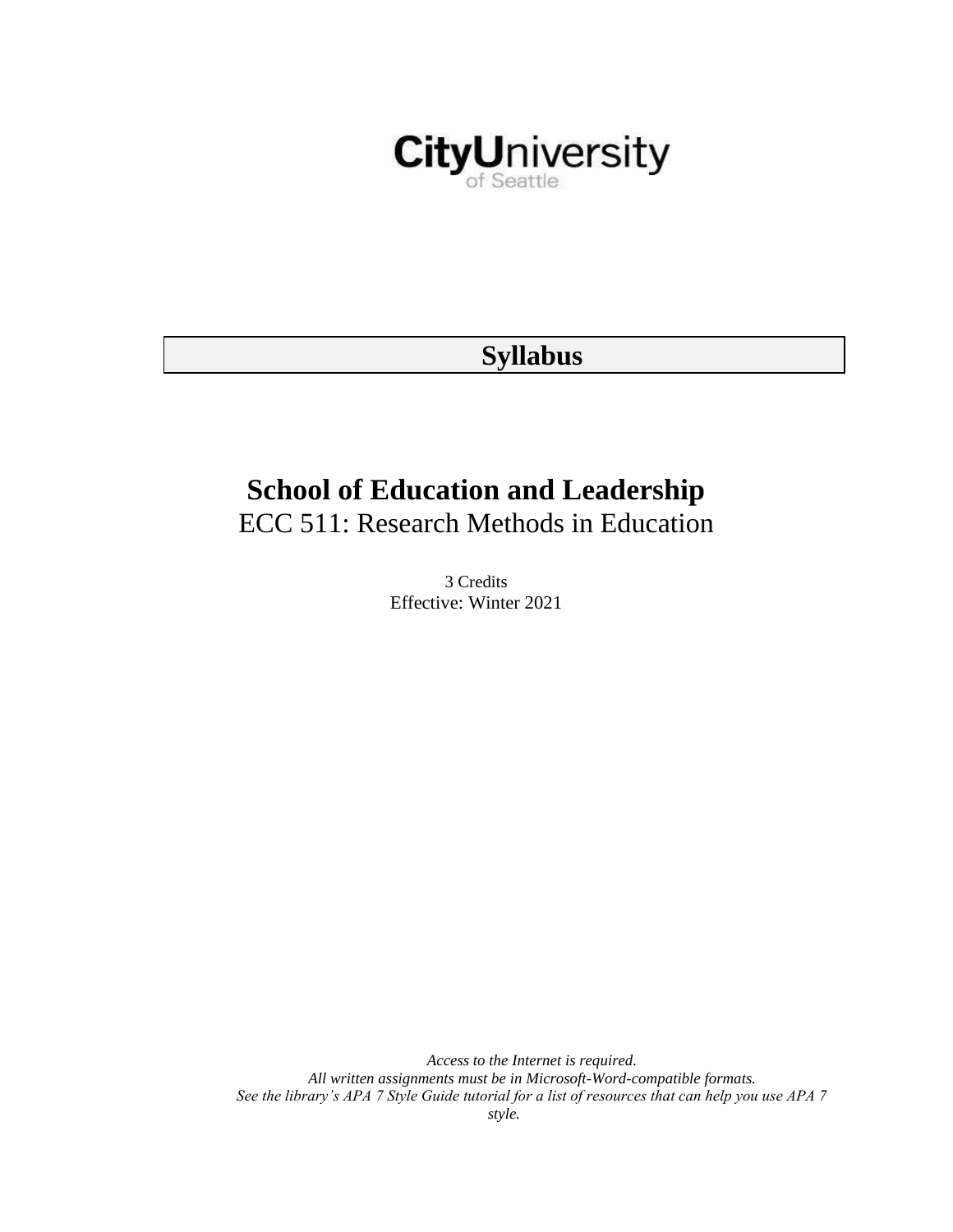CityUniversity of Seattle

# Syllabus

## School of Education and Leadership

ECC 511: Research Methods in Education

3 Credits

Effective: Winter 2021

*Access to the Internet is required.*

*All written assignments must be in Microsoft-Word-compatible formats.*

*See the library's APA 7 Style Guide tutorial for a list of resources that can help you use APA 7 style.*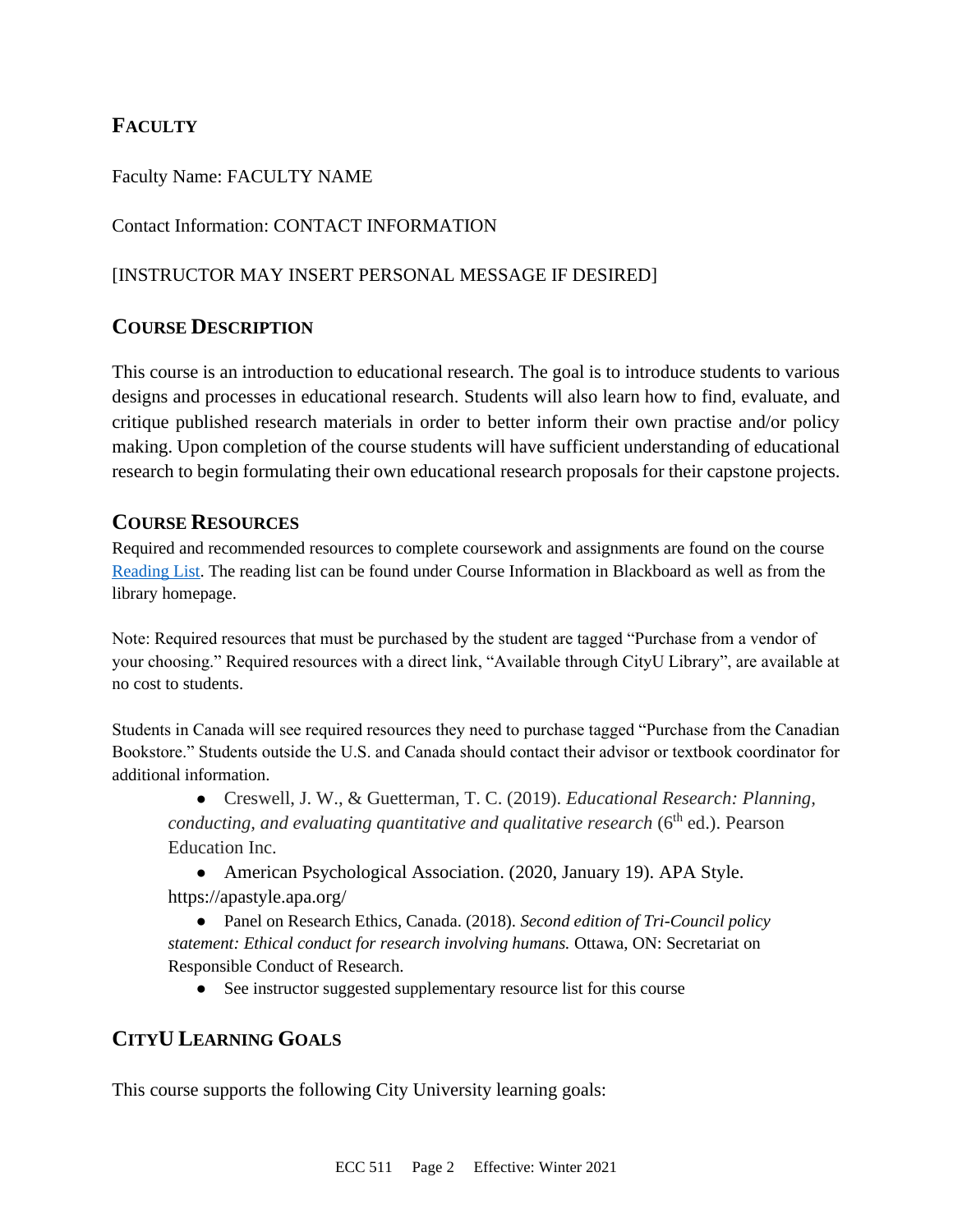## FACULTY

Faculty Name: FACULTY NAME

Contact Information: CONTACT INFORMATION

[INSTRUCTOR MAY INSERT PERSONAL MESSAGE IF DESIRED]

## COURSE DESCRIPTION

This course is an introduction to educational research. The goal is to introduce students to various designs and processes in educational research. Students will also learn how to find, evaluate, and critique published research materials in order to better inform their own practise and/or policy making. Upon completion of the course students will have sufficient understanding of educational research to begin formulating their own educational research proposals for their capstone projects.

## COURSE RESOURCES

Required and recommended resources to complete coursework and assignments are found on the course [Reading List](). The reading list can be found under Course Information in Blackboard as well as from the library homepage.

Note: Required resources that must be purchased by the student are tagged "Purchase from a vendor of your choosing." Required resources with a direct link, "Available through CityU Library", are available at no cost to students.

Students in Canada will see required resources they need to purchase tagged "Purchase from the Canadian Bookstore." Students outside the U.S. and Canada should contact their advisor or textbook coordinator for additional information.

- Creswell, J. W., & Guetterman, T. C. (2019). *Educational Research: Planning, conducting, and evaluating quantitative and qualitative research* (6th ed.). Pearson Education Inc.
- American Psychological Association. (2020, January 19). APA Style. https://apastyle.apa.org/
- Panel on Research Ethics, Canada. (2018). *Second edition of Tri-Council policy statement: Ethical conduct for research involving humans.* Ottawa, ON: Secretariat on Responsible Conduct of Research.
- See instructor suggested supplementary resource list for this course

## CITYU LEARNING GOALS

This course supports the following City University learning goals: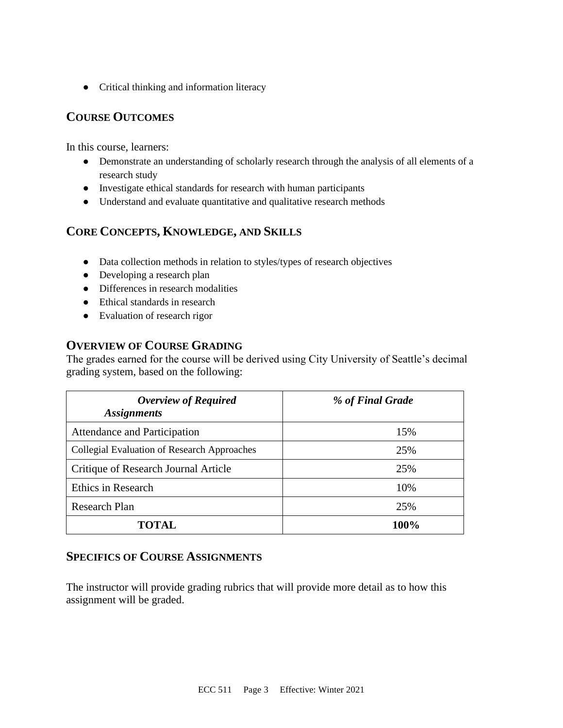- Critical thinking and information literacy

## Course Outcomes

In this course, learners:

- Demonstrate an understanding of scholarly research through the analysis of all elements of a research study
- Investigate ethical standards for research with human participants
- Understand and evaluate quantitative and qualitative research methods

## Core Concepts, Knowledge, and Skills

- Data collection methods in relation to styles/types of research objectives
- Developing a research plan
- Differences in research modalities
- Ethical standards in research
- Evaluation of research rigor

## Overview of Course Grading

The grades earned for the course will be derived using City University of Seattle's decimal grading system, based on the following:

| ***Overview of Required Assignments*** | ***% of Final Grade*** |
| --- | --- |
| Attendance and Participation | 15% |
| Collegial Evaluation of Research Approaches | 25% |
| Critique of Research Journal Article | 25% |
| Ethics in Research | 10% |
| Research Plan | 25% |
| **TOTAL** | **100%** |

## Specifics of Course Assignments

The instructor will provide grading rubrics that will provide more detail as to how this assignment will be graded.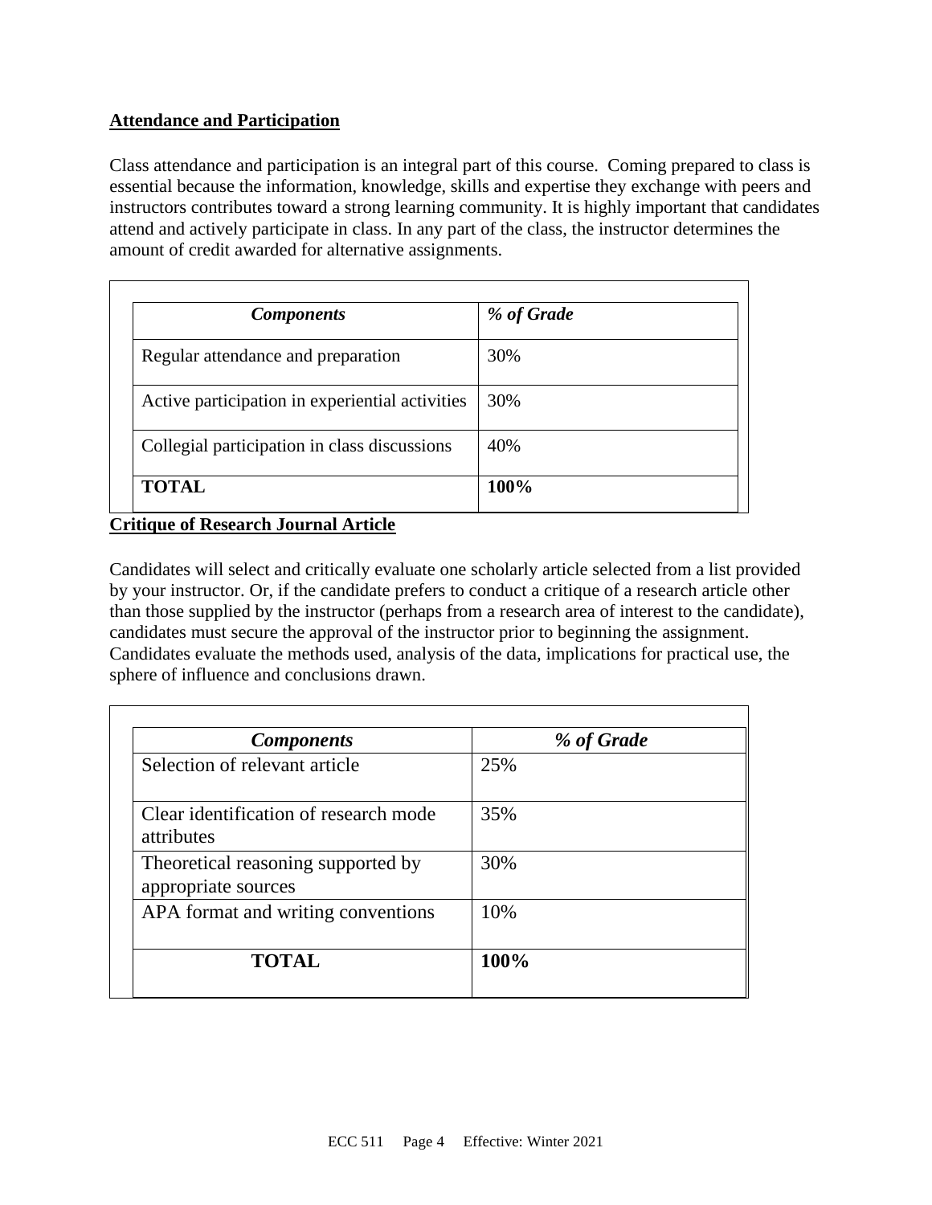## Attendance and Participation

Class attendance and participation is an integral part of this course. Coming prepared to class is essential because the information, knowledge, skills and expertise they exchange with peers and instructors contributes toward a strong learning community. It is highly important that candidates attend and actively participate in class. In any part of the class, the instructor determines the amount of credit awarded for alternative assignments.

| ***Components*** | ***% of Grade*** |
|---|---|
| Regular attendance and preparation | 30% |
| Active participation in experiential activities | 30% |
| Collegial participation in class discussions | 40% |
| **TOTAL** | **100%** |

## Critique of Research Journal Article

Candidates will select and critically evaluate one scholarly article selected from a list provided by your instructor. Or, if the candidate prefers to conduct a critique of a research article other than those supplied by the instructor (perhaps from a research area of interest to the candidate), candidates must secure the approval of the instructor prior to beginning the assignment. Candidates evaluate the methods used, analysis of the data, implications for practical use, the sphere of influence and conclusions drawn.

| ***Components*** | ***% of Grade*** |
|---|---|
| Selection of relevant article | 25% |
| Clear identification of research mode attributes | 35% |
| Theoretical reasoning supported by appropriate sources | 30% |
| APA format and writing conventions | 10% |
| **TOTAL** | **100%** |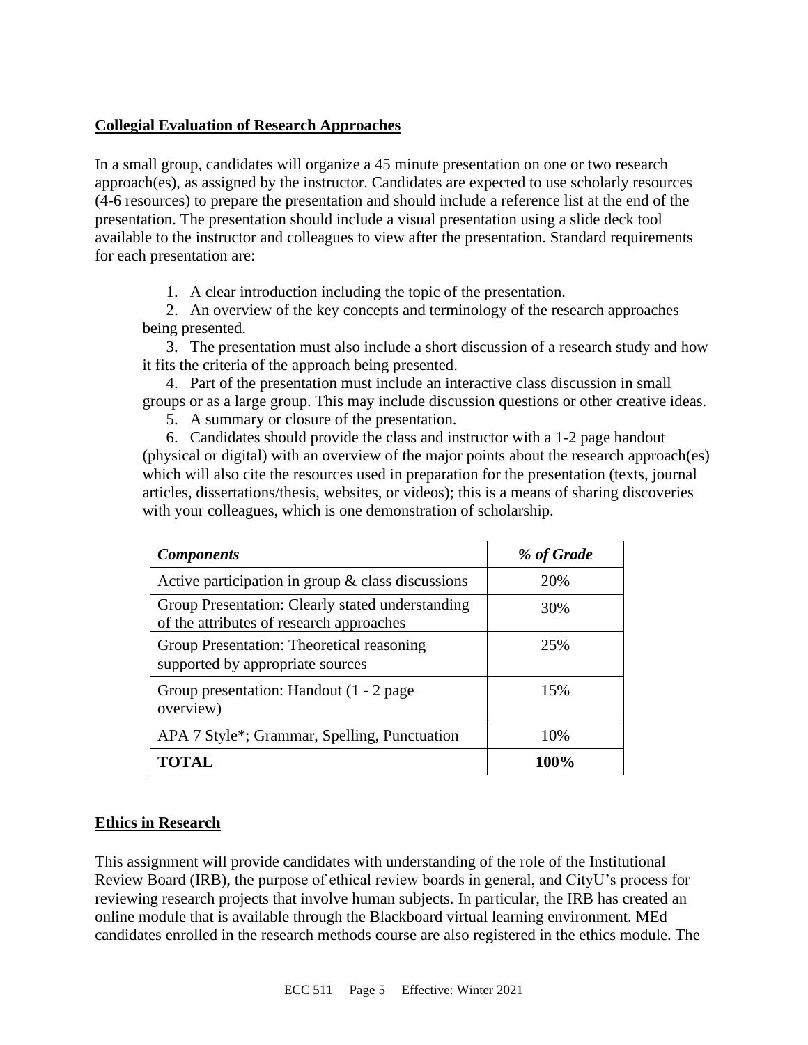**Collegial Evaluation of Research Approaches**

In a small group, candidates will organize a 45 minute presentation on one or two research approach(es), as assigned by the instructor. Candidates are expected to use scholarly resources (4-6 resources) to prepare the presentation and should include a reference list at the end of the presentation. The presentation should include a visual presentation using a slide deck tool available to the instructor and colleagues to view after the presentation. Standard requirements for each presentation are:

1. A clear introduction including the topic of the presentation.
2. An overview of the key concepts and terminology of the research approaches being presented.
3. The presentation must also include a short discussion of a research study and how it fits the criteria of the approach being presented.
4. Part of the presentation must include an interactive class discussion in small groups or as a large group. This may include discussion questions or other creative ideas.
5. A summary or closure of the presentation.
6. Candidates should provide the class and instructor with a 1-2 page handout (physical or digital) with an overview of the major points about the research approach(es) which will also cite the resources used in preparation for the presentation (texts, journal articles, dissertations/thesis, websites, or videos); this is a means of sharing discoveries with your colleagues, which is one demonstration of scholarship.

| ***Components*** | ***% of Grade*** |
|---|---|
| Active participation in group & class discussions | 20% |
| Group Presentation: Clearly stated understanding of the attributes of research approaches | 30% |
| Group Presentation: Theoretical reasoning supported by appropriate sources | 25% |
| Group presentation: Handout (1 - 2 page overview) | 15% |
| APA 7 Style*; Grammar, Spelling, Punctuation | 10% |
| **TOTAL** | **100%** |

**Ethics in Research**

This assignment will provide candidates with understanding of the role of the Institutional Review Board (IRB), the purpose of ethical review boards in general, and CityU's process for reviewing research projects that involve human subjects. In particular, the IRB has created an online module that is available through the Blackboard virtual learning environment. MEd candidates enrolled in the research methods course are also registered in the ethics module. The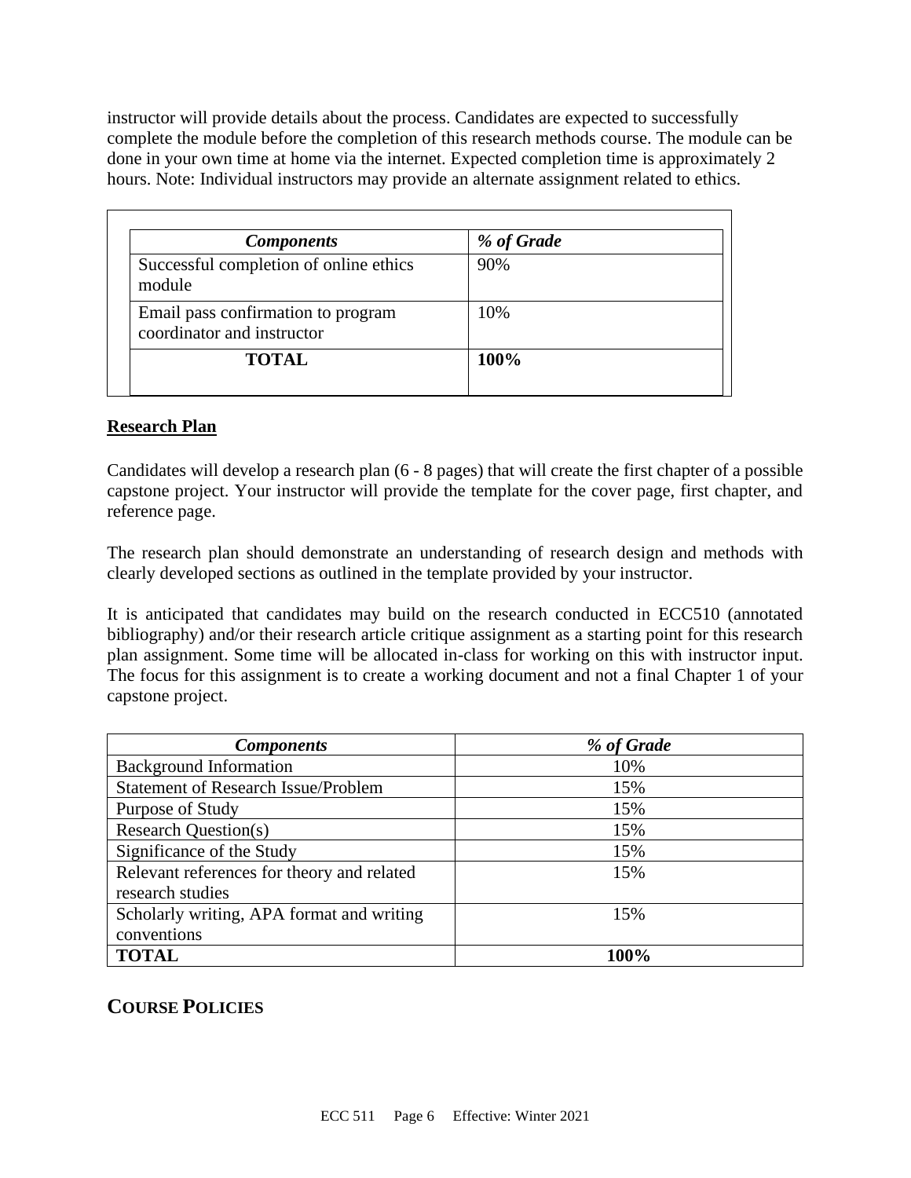instructor will provide details about the process. Candidates are expected to successfully complete the module before the completion of this research methods course. The module can be done in your own time at home via the internet. Expected completion time is approximately 2 hours. Note: Individual instructors may provide an alternate assignment related to ethics.

| *Components* | *% of Grade* |
| --- | --- |
| Successful completion of online ethics module | 90% |
| Email pass confirmation to program coordinator and instructor | 10% |
| **TOTAL** | **100%** |

**Research Plan**

Candidates will develop a research plan (6 - 8 pages) that will create the first chapter of a possible capstone project. Your instructor will provide the template for the cover page, first chapter, and reference page.

The research plan should demonstrate an understanding of research design and methods with clearly developed sections as outlined in the template provided by your instructor.

It is anticipated that candidates may build on the research conducted in ECC510 (annotated bibliography) and/or their research article critique assignment as a starting point for this research plan assignment. Some time will be allocated in-class for working on this with instructor input. The focus for this assignment is to create a working document and not a final Chapter 1 of your capstone project.

| *Components* | *% of Grade* |
| --- | --- |
| Background Information | 10% |
| Statement of Research Issue/Problem | 15% |
| Purpose of Study | 15% |
| Research Question(s) | 15% |
| Significance of the Study | 15% |
| Relevant references for theory and related research studies | 15% |
| Scholarly writing, APA format and writing conventions | 15% |
| **TOTAL** | **100%** |

## COURSE POLICIES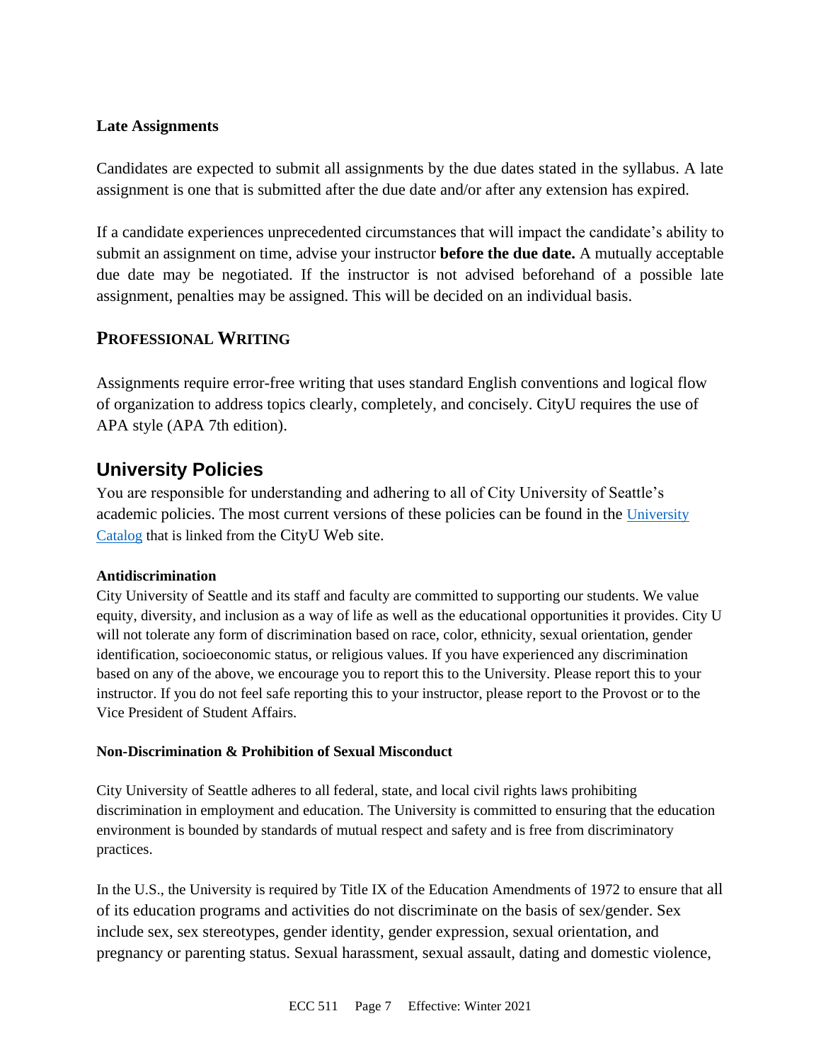**Late Assignments**

Candidates are expected to submit all assignments by the due dates stated in the syllabus. A late assignment is one that is submitted after the due date and/or after any extension has expired.

If a candidate experiences unprecedented circumstances that will impact the candidate's ability to submit an assignment on time, advise your instructor **before the due date.** A mutually acceptable due date may be negotiated. If the instructor is not advised beforehand of a possible late assignment, penalties may be assigned. This will be decided on an individual basis.

## PROFESSIONAL WRITING

Assignments require error-free writing that uses standard English conventions and logical flow of organization to address topics clearly, completely, and concisely. CityU requires the use of APA style (APA 7th edition).

## University Policies

You are responsible for understanding and adhering to all of City University of Seattle's academic policies. The most current versions of these policies can be found in the University Catalog that is linked from the CityU Web site.

**Antidiscrimination**

City University of Seattle and its staff and faculty are committed to supporting our students. We value equity, diversity, and inclusion as a way of life as well as the educational opportunities it provides. City U will not tolerate any form of discrimination based on race, color, ethnicity, sexual orientation, gender identification, socioeconomic status, or religious values. If you have experienced any discrimination based on any of the above, we encourage you to report this to the University. Please report this to your instructor. If you do not feel safe reporting this to your instructor, please report to the Provost or to the Vice President of Student Affairs.

**Non-Discrimination & Prohibition of Sexual Misconduct**

City University of Seattle adheres to all federal, state, and local civil rights laws prohibiting discrimination in employment and education. The University is committed to ensuring that the education environment is bounded by standards of mutual respect and safety and is free from discriminatory practices.

In the U.S., the University is required by Title IX of the Education Amendments of 1972 to ensure that all of its education programs and activities do not discriminate on the basis of sex/gender. Sex include sex, sex stereotypes, gender identity, gender expression, sexual orientation, and pregnancy or parenting status. Sexual harassment, sexual assault, dating and domestic violence,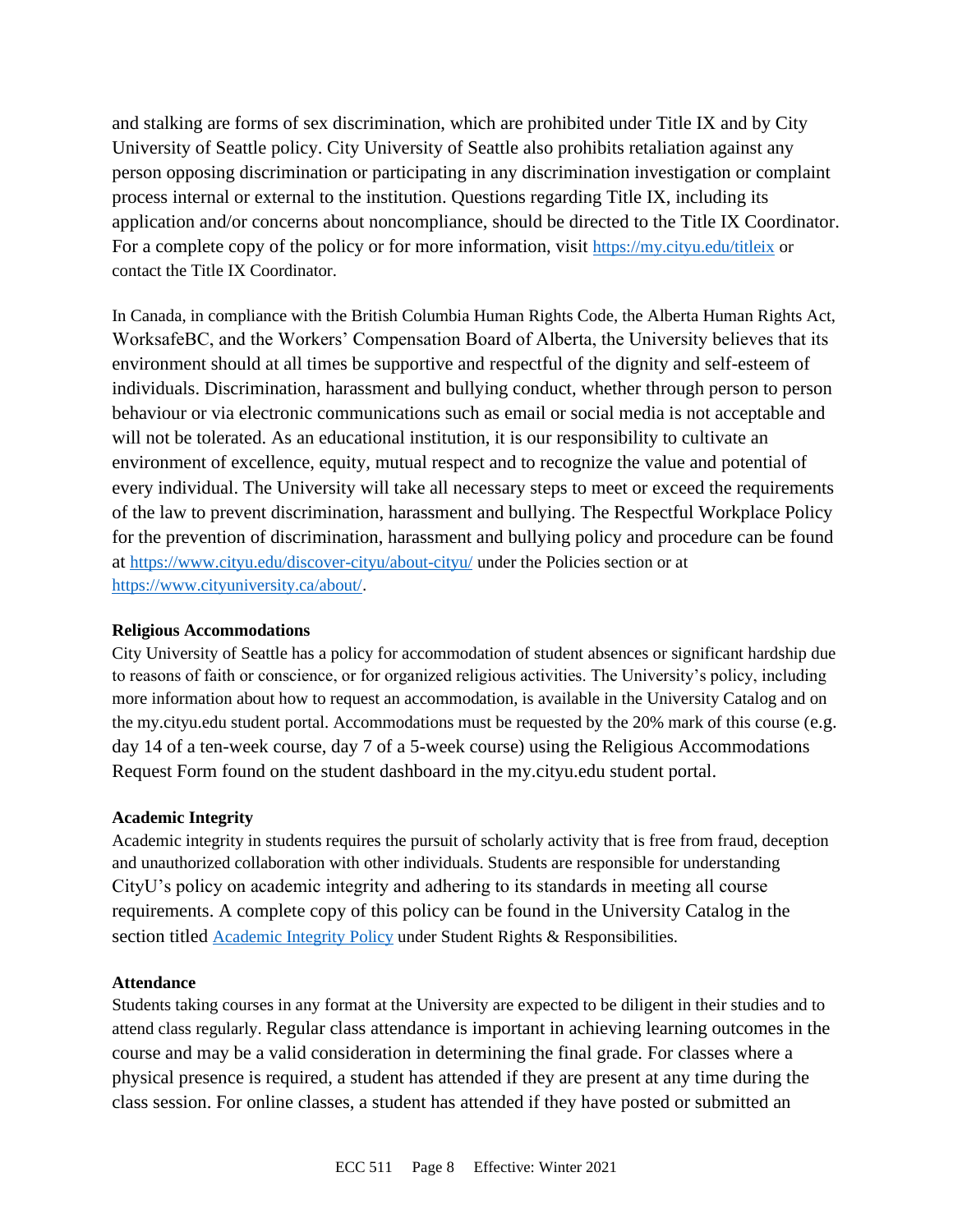and stalking are forms of sex discrimination, which are prohibited under Title IX and by City University of Seattle policy. City University of Seattle also prohibits retaliation against any person opposing discrimination or participating in any discrimination investigation or complaint process internal or external to the institution. Questions regarding Title IX, including its application and/or concerns about noncompliance, should be directed to the Title IX Coordinator. For a complete copy of the policy or for more information, visit https://my.cityu.edu/titleix or contact the Title IX Coordinator.

In Canada, in compliance with the British Columbia Human Rights Code, the Alberta Human Rights Act, WorksafeBC, and the Workers' Compensation Board of Alberta, the University believes that its environment should at all times be supportive and respectful of the dignity and self-esteem of individuals. Discrimination, harassment and bullying conduct, whether through person to person behaviour or via electronic communications such as email or social media is not acceptable and will not be tolerated. As an educational institution, it is our responsibility to cultivate an environment of excellence, equity, mutual respect and to recognize the value and potential of every individual. The University will take all necessary steps to meet or exceed the requirements of the law to prevent discrimination, harassment and bullying. The Respectful Workplace Policy for the prevention of discrimination, harassment and bullying policy and procedure can be found at https://www.cityu.edu/discover-cityu/about-cityu/ under the Policies section or at https://www.cityuniversity.ca/about/.

**Religious Accommodations**

City University of Seattle has a policy for accommodation of student absences or significant hardship due to reasons of faith or conscience, or for organized religious activities. The University's policy, including more information about how to request an accommodation, is available in the University Catalog and on the my.cityu.edu student portal. Accommodations must be requested by the 20% mark of this course (e.g. day 14 of a ten-week course, day 7 of a 5-week course) using the Religious Accommodations Request Form found on the student dashboard in the my.cityu.edu student portal.

**Academic Integrity**

Academic integrity in students requires the pursuit of scholarly activity that is free from fraud, deception and unauthorized collaboration with other individuals. Students are responsible for understanding CityU's policy on academic integrity and adhering to its standards in meeting all course requirements. A complete copy of this policy can be found in the University Catalog in the section titled Academic Integrity Policy under Student Rights & Responsibilities.

**Attendance**

Students taking courses in any format at the University are expected to be diligent in their studies and to attend class regularly. Regular class attendance is important in achieving learning outcomes in the course and may be a valid consideration in determining the final grade. For classes where a physical presence is required, a student has attended if they are present at any time during the class session. For online classes, a student has attended if they have posted or submitted an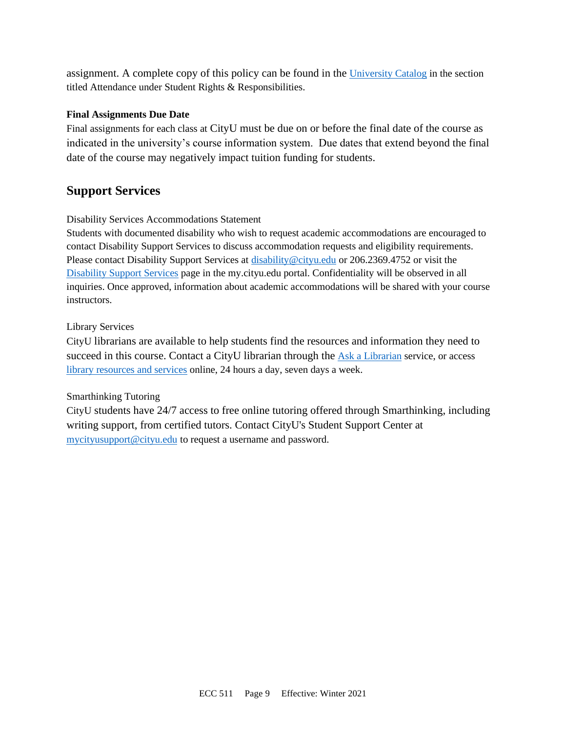assignment. A complete copy of this policy can be found in the University Catalog in the section titled Attendance under Student Rights & Responsibilities.

**Final Assignments Due Date**

Final assignments for each class at CityU must be due on or before the final date of the course as indicated in the university's course information system. Due dates that extend beyond the final date of the course may negatively impact tuition funding for students.

## Support Services

Disability Services Accommodations Statement

Students with documented disability who wish to request academic accommodations are encouraged to contact Disability Support Services to discuss accommodation requests and eligibility requirements. Please contact Disability Support Services at disability@cityu.edu or 206.2369.4752 or visit the Disability Support Services page in the my.cityu.edu portal. Confidentiality will be observed in all inquiries. Once approved, information about academic accommodations will be shared with your course instructors.

Library Services

CityU librarians are available to help students find the resources and information they need to succeed in this course. Contact a CityU librarian through the Ask a Librarian service, or access library resources and services online, 24 hours a day, seven days a week.

Smarthinking Tutoring

CityU students have 24/7 access to free online tutoring offered through Smarthinking, including writing support, from certified tutors. Contact CityU's Student Support Center at mycityusupport@cityu.edu to request a username and password.